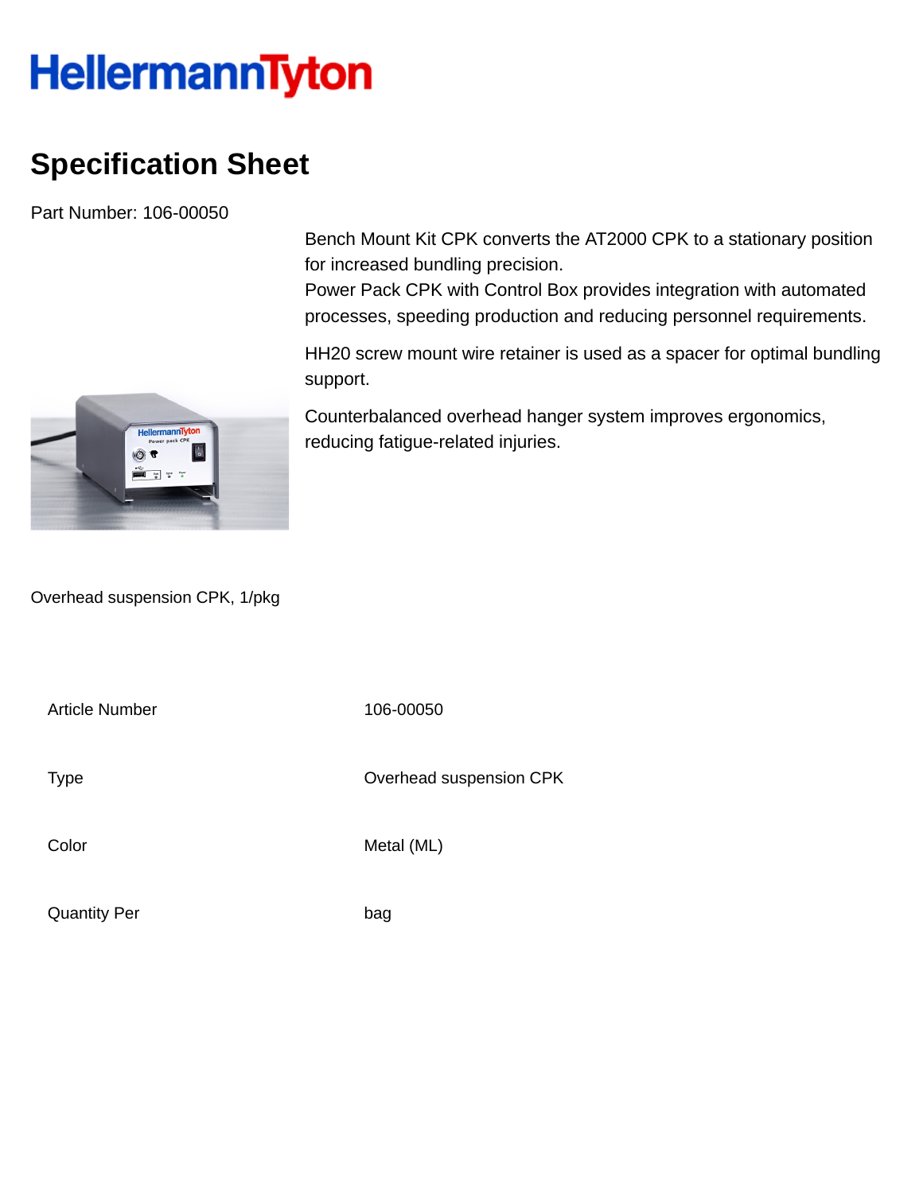HellermannTyton

# Specification Sheet

Part Number: 106-00050

Bench Mount Kit CPK converts the AT2000 CPK to a stationary position for increased bundling precision.
Power Pack CPK with Control Box provides integration with automated processes, speeding production and reducing personnel requirements.

HH20 screw mount wire retainer is used as a spacer for optimal bundling support.

Counterbalanced overhead hanger system improves ergonomics, reducing fatigue-related injuries.

Overhead suspension CPK, 1/pkg

| | |
|---|---|
| Article Number | 106-00050 |
| Type | Overhead suspension CPK |
| Color | Metal (ML) |
| Quantity Per | bag |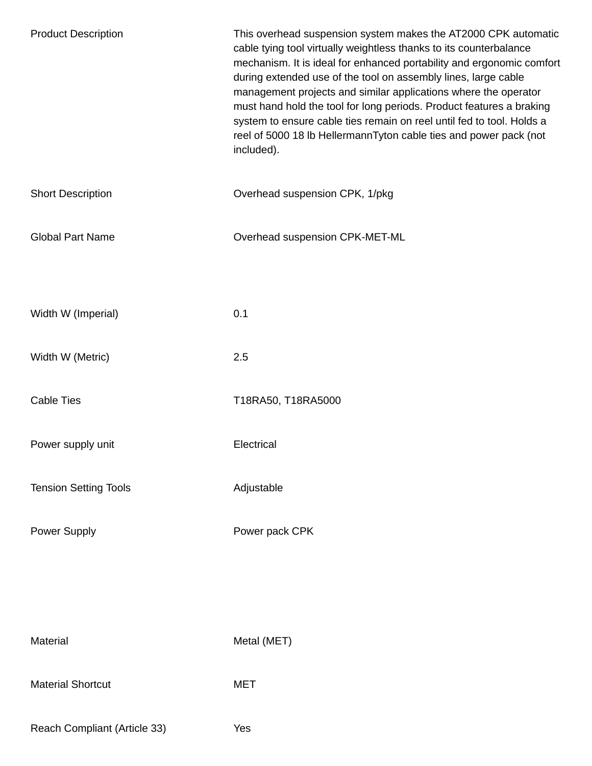| | |
|---|---|
| Product Description | This overhead suspension system makes the AT2000 CPK automatic cable tying tool virtually weightless thanks to its counterbalance mechanism. It is ideal for enhanced portability and ergonomic comfort during extended use of the tool on assembly lines, large cable management projects and similar applications where the operator must hand hold the tool for long periods. Product features a braking system to ensure cable ties remain on reel until fed to tool. Holds a reel of 5000 18 lb HellermannTyton cable ties and power pack (not included). |
| Short Description | Overhead suspension CPK, 1/pkg |
| Global Part Name | Overhead suspension CPK-MET-ML |
| Width W (Imperial) | 0.1 |
| Width W (Metric) | 2.5 |
| Cable Ties | T18RA50, T18RA5000 |
| Power supply unit | Electrical |
| Tension Setting Tools | Adjustable |
| Power Supply | Power pack CPK |
| Material | Metal (MET) |
| Material Shortcut | MET |
| Reach Compliant (Article 33) | Yes |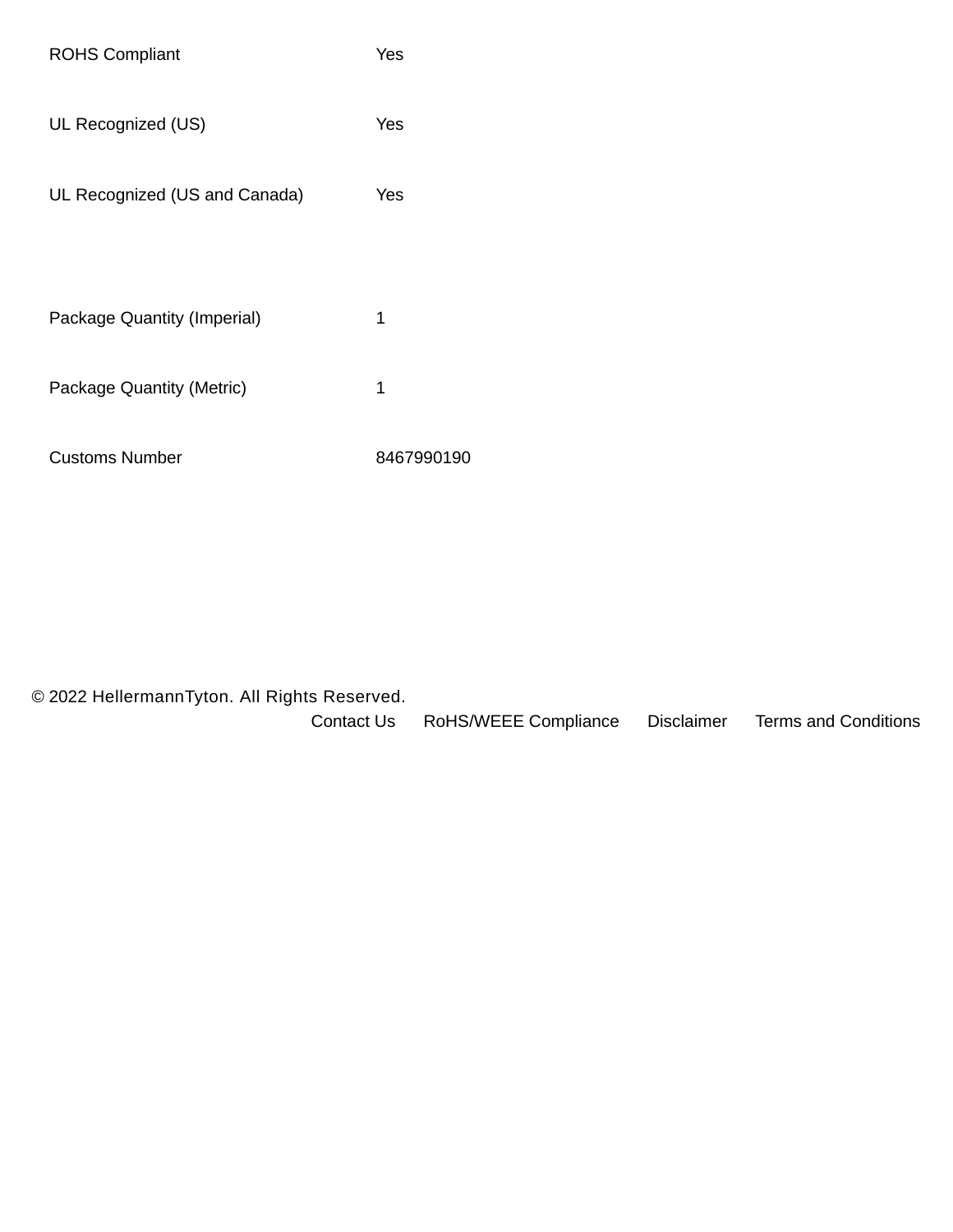| | |
|---|---|
| ROHS Compliant | Yes |
| UL Recognized (US) | Yes |
| UL Recognized (US and Canada) | Yes |

| | |
|---|---|
| Package Quantity (Imperial) | 1 |
| Package Quantity (Metric) | 1 |
| Customs Number | 8467990190 |

© 2022 HellermannTyton. All Rights Reserved.

Contact Us RoHS/WEEE Compliance Disclaimer Terms and Conditions